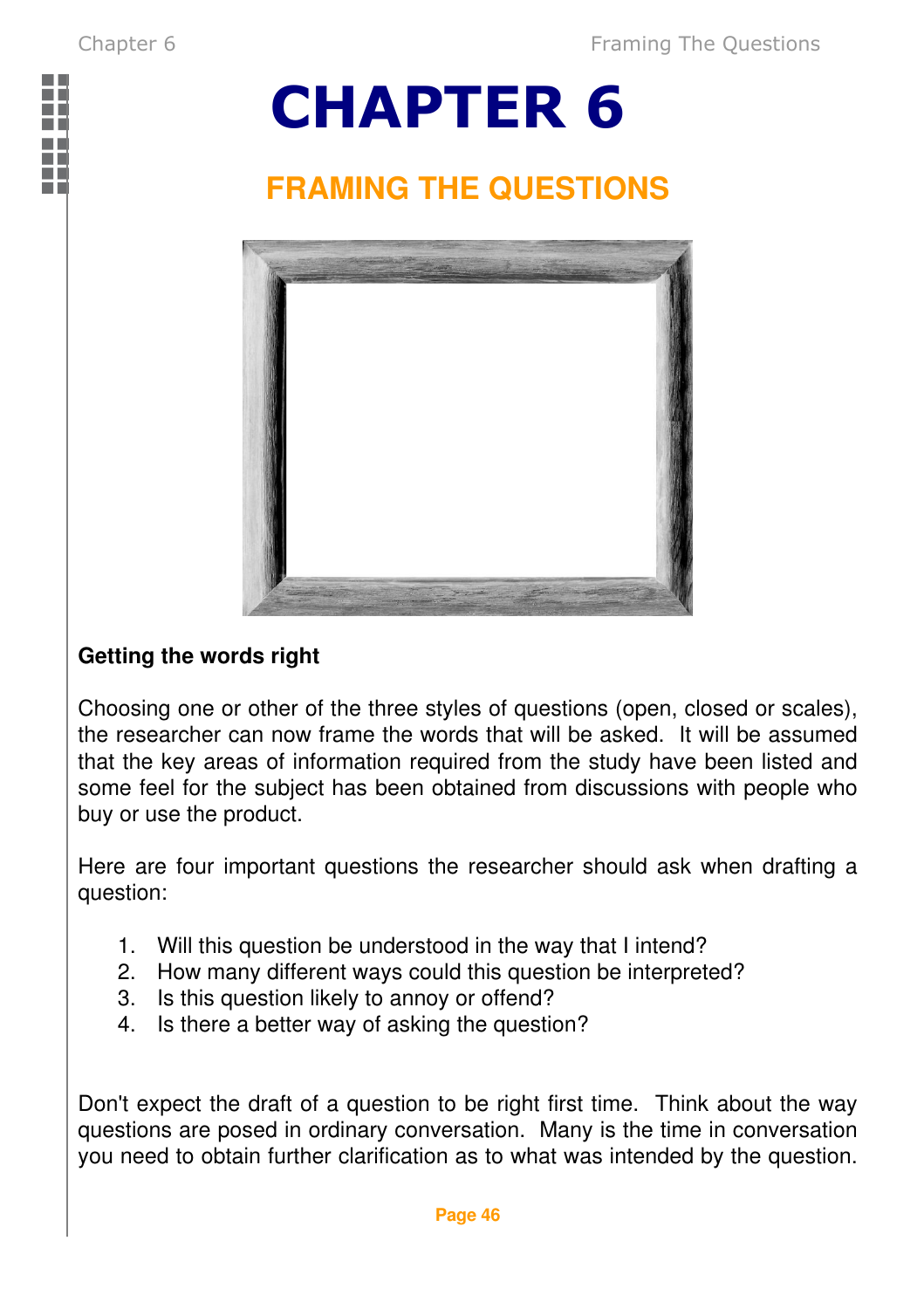# CHAPTER 6

## FRAMING THE QUESTIONS

### Getting the words right

Choosing one or other of the three styles of questions (open, closed or scales), the researcher can now frame the words that will be asked. It will be assumed that the key areas of information required from the study have been listed and some feel for the subject has been obtained from discussions with people who buy or use the product.

Here are four important questions the researcher should ask when drafting a question:

1. Will this question be understood in the way that I intend?
2. How many different ways could this question be interpreted?
3. Is this question likely to annoy or offend?
4. Is there a better way of asking the question?

Don't expect the draft of a question to be right first time. Think about the way questions are posed in ordinary conversation. Many is the time in conversation you need to obtain further clarification as to what was intended by the question.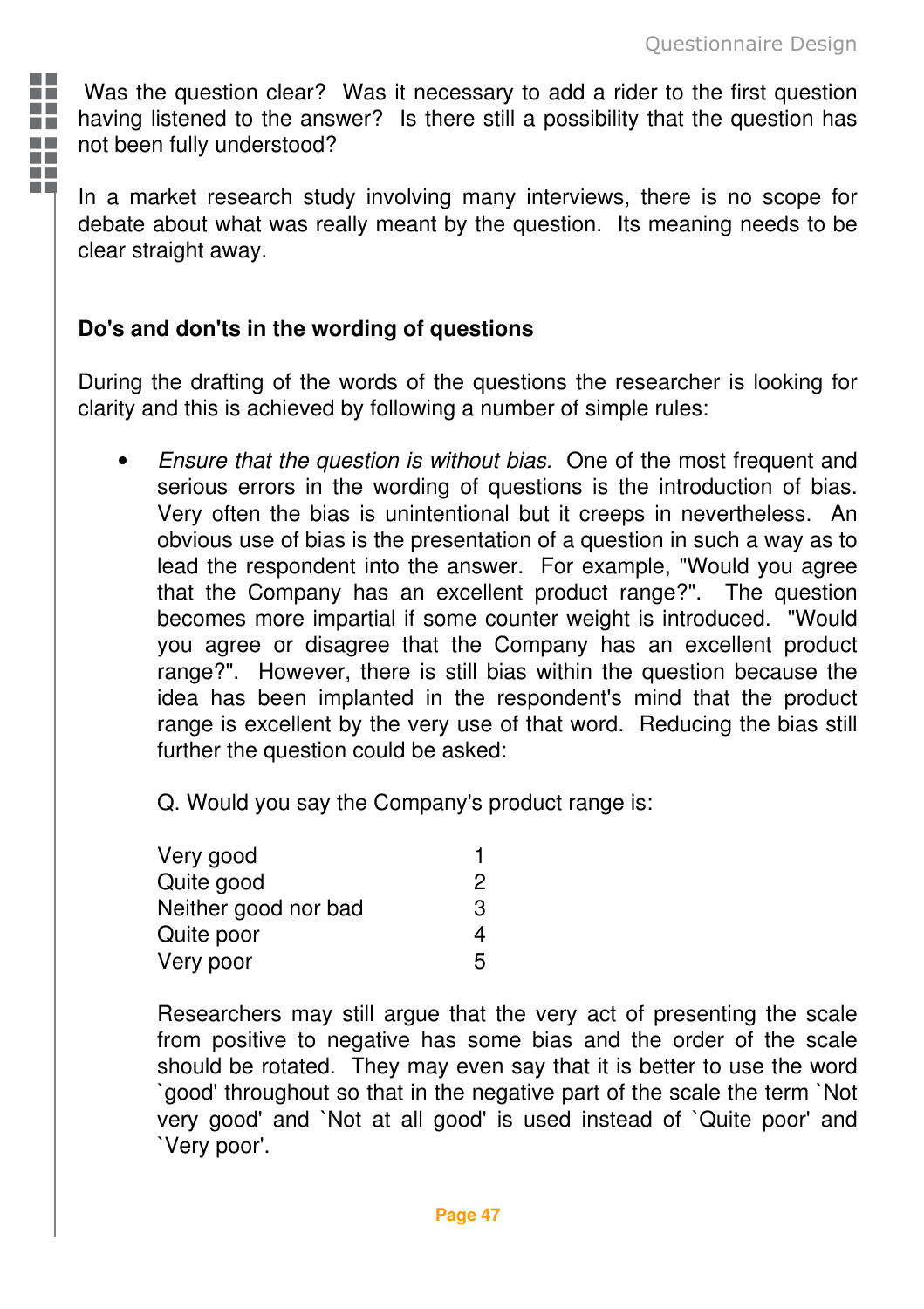Was the question clear? Was it necessary to add a rider to the first question having listened to the answer? Is there still a possibility that the question has not been fully understood?

In a market research study involving many interviews, there is no scope for debate about what was really meant by the question. Its meaning needs to be clear straight away.

### Do's and don'ts in the wording of questions

During the drafting of the words of the questions the researcher is looking for clarity and this is achieved by following a number of simple rules:

- *Ensure that the question is without bias.* One of the most frequent and serious errors in the wording of questions is the introduction of bias. Very often the bias is unintentional but it creeps in nevertheless. An obvious use of bias is the presentation of a question in such a way as to lead the respondent into the answer. For example, "Would you agree that the Company has an excellent product range?". The question becomes more impartial if some counter weight is introduced. "Would you agree or disagree that the Company has an excellent product range?". However, there is still bias within the question because the idea has been implanted in the respondent's mind that the product range is excellent by the very use of that word. Reducing the bias still further the question could be asked:

  Q. Would you say the Company's product range is:

  | | |
  |---|---|
  | Very good | 1 |
  | Quite good | 2 |
  | Neither good nor bad | 3 |
  | Quite poor | 4 |
  | Very poor | 5 |

  Researchers may still argue that the very act of presenting the scale from positive to negative has some bias and the order of the scale should be rotated. They may even say that it is better to use the word `good' throughout so that in the negative part of the scale the term `Not very good' and `Not at all good' is used instead of `Quite poor' and `Very poor'.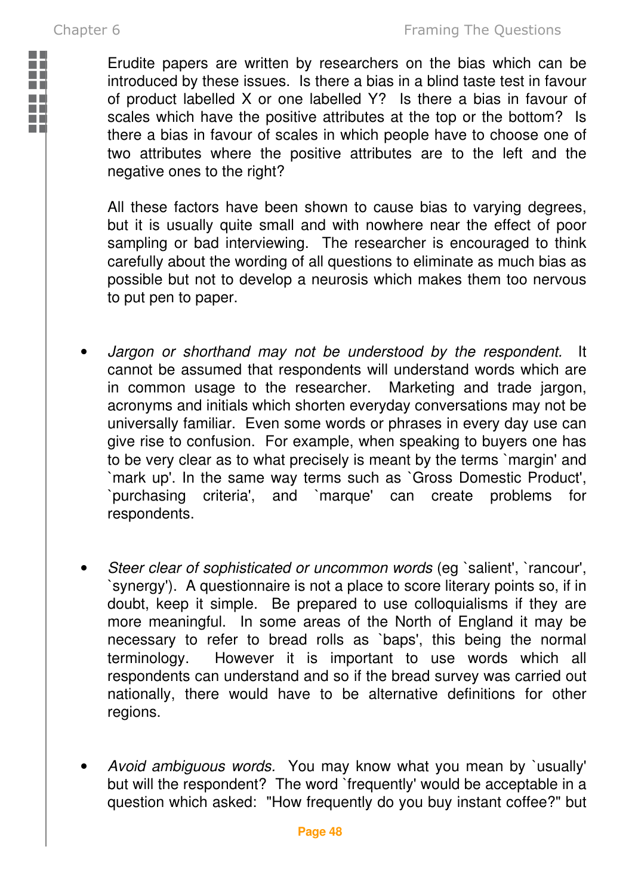Erudite papers are written by researchers on the bias which can be introduced by these issues. Is there a bias in a blind taste test in favour of product labelled X or one labelled Y? Is there a bias in favour of scales which have the positive attributes at the top or the bottom? Is there a bias in favour of scales in which people have to choose one of two attributes where the positive attributes are to the left and the negative ones to the right?

All these factors have been shown to cause bias to varying degrees, but it is usually quite small and with nowhere near the effect of poor sampling or bad interviewing. The researcher is encouraged to think carefully about the wording of all questions to eliminate as much bias as possible but not to develop a neurosis which makes them too nervous to put pen to paper.

- *Jargon or shorthand may not be understood by the respondent.* It cannot be assumed that respondents will understand words which are in common usage to the researcher. Marketing and trade jargon, acronyms and initials which shorten everyday conversations may not be universally familiar. Even some words or phrases in every day use can give rise to confusion. For example, when speaking to buyers one has to be very clear as to what precisely is meant by the terms `margin' and `mark up'. In the same way terms such as `Gross Domestic Product', `purchasing criteria', and `marque' can create problems for respondents.

- *Steer clear of sophisticated or uncommon words* (eg `salient', `rancour', `synergy'). A questionnaire is not a place to score literary points so, if in doubt, keep it simple. Be prepared to use colloquialisms if they are more meaningful. In some areas of the North of England it may be necessary to refer to bread rolls as `baps', this being the normal terminology. However it is important to use words which all respondents can understand and so if the bread survey was carried out nationally, there would have to be alternative definitions for other regions.

- *Avoid ambiguous words.* You may know what you mean by `usually' but will the respondent? The word `frequently' would be acceptable in a question which asked: "How frequently do you buy instant coffee?" but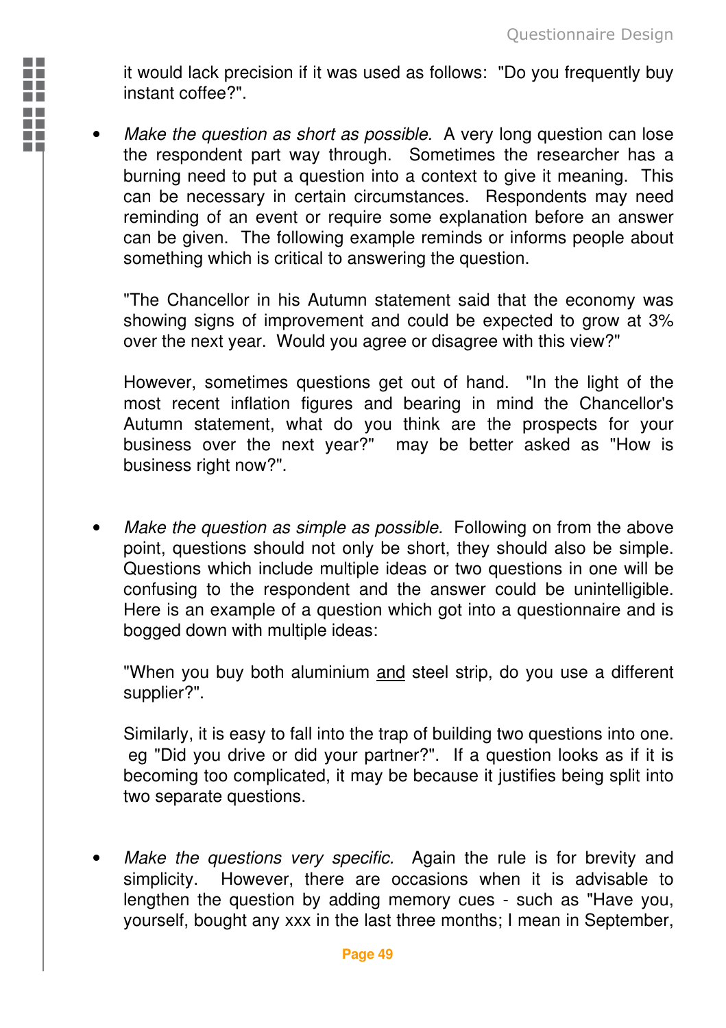it would lack precision if it was used as follows: "Do you frequently buy instant coffee?".

- *Make the question as short as possible.* A very long question can lose the respondent part way through. Sometimes the researcher has a burning need to put a question into a context to give it meaning. This can be necessary in certain circumstances. Respondents may need reminding of an event or require some explanation before an answer can be given. The following example reminds or informs people about something which is critical to answering the question.

  "The Chancellor in his Autumn statement said that the economy was showing signs of improvement and could be expected to grow at 3% over the next year. Would you agree or disagree with this view?"

  However, sometimes questions get out of hand. "In the light of the most recent inflation figures and bearing in mind the Chancellor's Autumn statement, what do you think are the prospects for your business over the next year?" may be better asked as "How is business right now?".

- *Make the question as simple as possible.* Following on from the above point, questions should not only be short, they should also be simple. Questions which include multiple ideas or two questions in one will be confusing to the respondent and the answer could be unintelligible. Here is an example of a question which got into a questionnaire and is bogged down with multiple ideas:

  "When you buy both aluminium <u>and</u> steel strip, do you use a different supplier?".

  Similarly, it is easy to fall into the trap of building two questions into one. eg "Did you drive or did your partner?". If a question looks as if it is becoming too complicated, it may be because it justifies being split into two separate questions.

- *Make the questions very specific.* Again the rule is for brevity and simplicity. However, there are occasions when it is advisable to lengthen the question by adding memory cues - such as "Have you, yourself, bought any xxx in the last three months; I mean in September,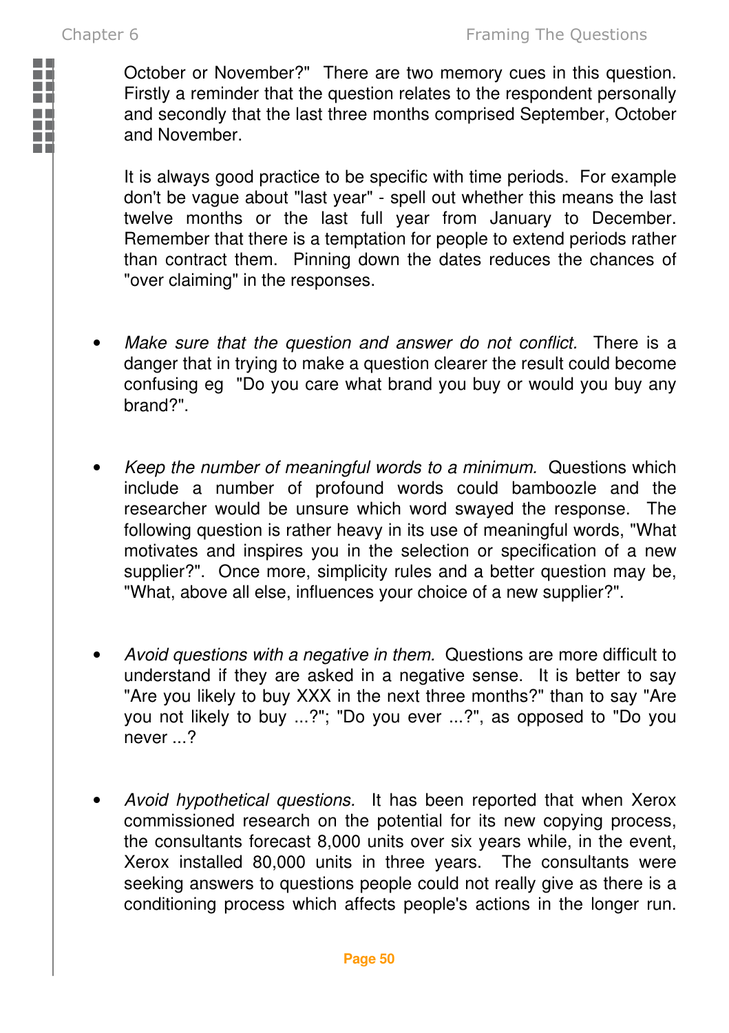October or November?" There are two memory cues in this question. Firstly a reminder that the question relates to the respondent personally and secondly that the last three months comprised September, October and November.

It is always good practice to be specific with time periods. For example don't be vague about "last year" - spell out whether this means the last twelve months or the last full year from January to December. Remember that there is a temptation for people to extend periods rather than contract them. Pinning down the dates reduces the chances of "over claiming" in the responses.

- *Make sure that the question and answer do not conflict.* There is a danger that in trying to make a question clearer the result could become confusing eg "Do you care what brand you buy or would you buy any brand?".

- *Keep the number of meaningful words to a minimum.* Questions which include a number of profound words could bamboozle and the researcher would be unsure which word swayed the response. The following question is rather heavy in its use of meaningful words, "What motivates and inspires you in the selection or specification of a new supplier?". Once more, simplicity rules and a better question may be, "What, above all else, influences your choice of a new supplier?".

- *Avoid questions with a negative in them.* Questions are more difficult to understand if they are asked in a negative sense. It is better to say "Are you likely to buy XXX in the next three months?" than to say "Are you not likely to buy ...?"; "Do you ever ...?", as opposed to "Do you never ...?

- *Avoid hypothetical questions.* It has been reported that when Xerox commissioned research on the potential for its new copying process, the consultants forecast 8,000 units over six years while, in the event, Xerox installed 80,000 units in three years. The consultants were seeking answers to questions people could not really give as there is a conditioning process which affects people's actions in the longer run.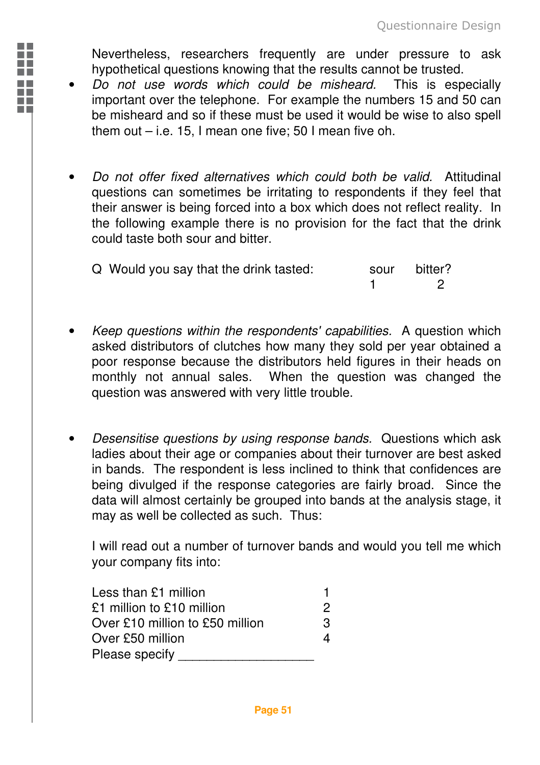Nevertheless, researchers frequently are under pressure to ask hypothetical questions knowing that the results cannot be trusted.

- *Do not use words which could be misheard.* This is especially important over the telephone. For example the numbers 15 and 50 can be misheard and so if these must be used it would be wise to also spell them out – i.e. 15, I mean one five; 50 I mean five oh.

- *Do not offer fixed alternatives which could both be valid.* Attitudinal questions can sometimes be irritating to respondents if they feel that their answer is being forced into a box which does not reflect reality. In the following example there is no provision for the fact that the drink could taste both sour and bitter.

  | Q Would you say that the drink tasted: | sour | bitter? |
  |---|---|---|
  | | 1 | 2 |

- *Keep questions within the respondents' capabilities.* A question which asked distributors of clutches how many they sold per year obtained a poor response because the distributors held figures in their heads on monthly not annual sales. When the question was changed the question was answered with very little trouble.

- *Desensitise questions by using response bands.* Questions which ask ladies about their age or companies about their turnover are best asked in bands. The respondent is less inclined to think that confidences are being divulged if the response categories are fairly broad. Since the data will almost certainly be grouped into bands at the analysis stage, it may as well be collected as such. Thus:

  I will read out a number of turnover bands and would you tell me which your company fits into:

  | | |
  |---|---|
  | Less than £1 million | 1 |
  | £1 million to £10 million | 2 |
  | Over £10 million to £50 million | 3 |
  | Over £50 million | 4 |
  | Please specify ___________________ | |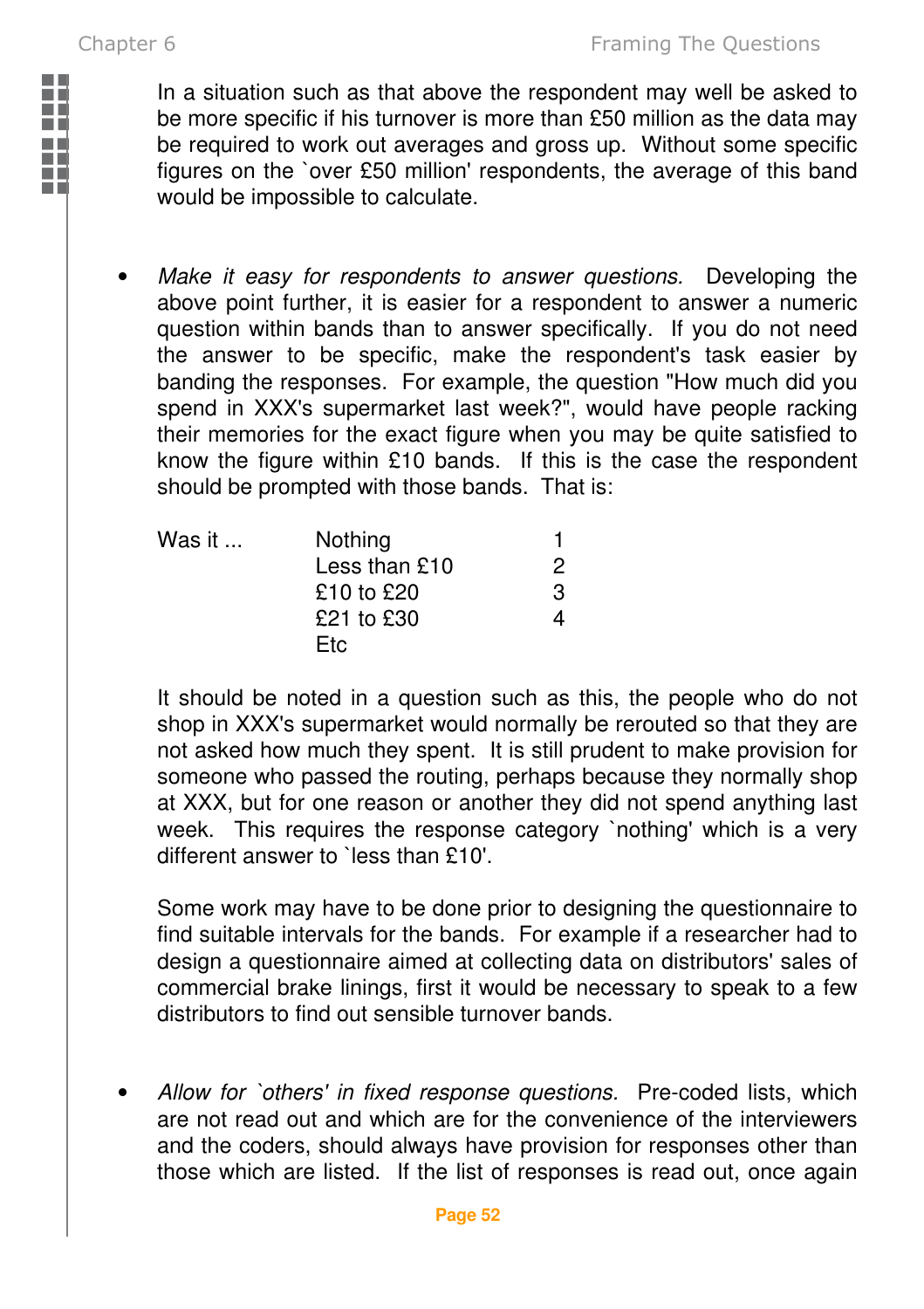In a situation such as that above the respondent may well be asked to be more specific if his turnover is more than £50 million as the data may be required to work out averages and gross up. Without some specific figures on the `over £50 million' respondents, the average of this band would be impossible to calculate.

- *Make it easy for respondents to answer questions.* Developing the above point further, it is easier for a respondent to answer a numeric question within bands than to answer specifically. If you do not need the answer to be specific, make the respondent's task easier by banding the responses. For example, the question "How much did you spend in XXX's supermarket last week?", would have people racking their memories for the exact figure when you may be quite satisfied to know the figure within £10 bands. If this is the case the respondent should be prompted with those bands. That is:

| Was it ... | Nothing | 1 |
|---|---|---|
| | Less than £10 | 2 |
| | £10 to £20 | 3 |
| | £21 to £30 | 4 |
| | Etc | |

  It should be noted in a question such as this, the people who do not shop in XXX's supermarket would normally be rerouted so that they are not asked how much they spent. It is still prudent to make provision for someone who passed the routing, perhaps because they normally shop at XXX, but for one reason or another they did not spend anything last week. This requires the response category `nothing' which is a very different answer to `less than £10'.

  Some work may have to be done prior to designing the questionnaire to find suitable intervals for the bands. For example if a researcher had to design a questionnaire aimed at collecting data on distributors' sales of commercial brake linings, first it would be necessary to speak to a few distributors to find out sensible turnover bands.

- *Allow for `others' in fixed response questions.* Pre-coded lists, which are not read out and which are for the convenience of the interviewers and the coders, should always have provision for responses other than those which are listed. If the list of responses is read out, once again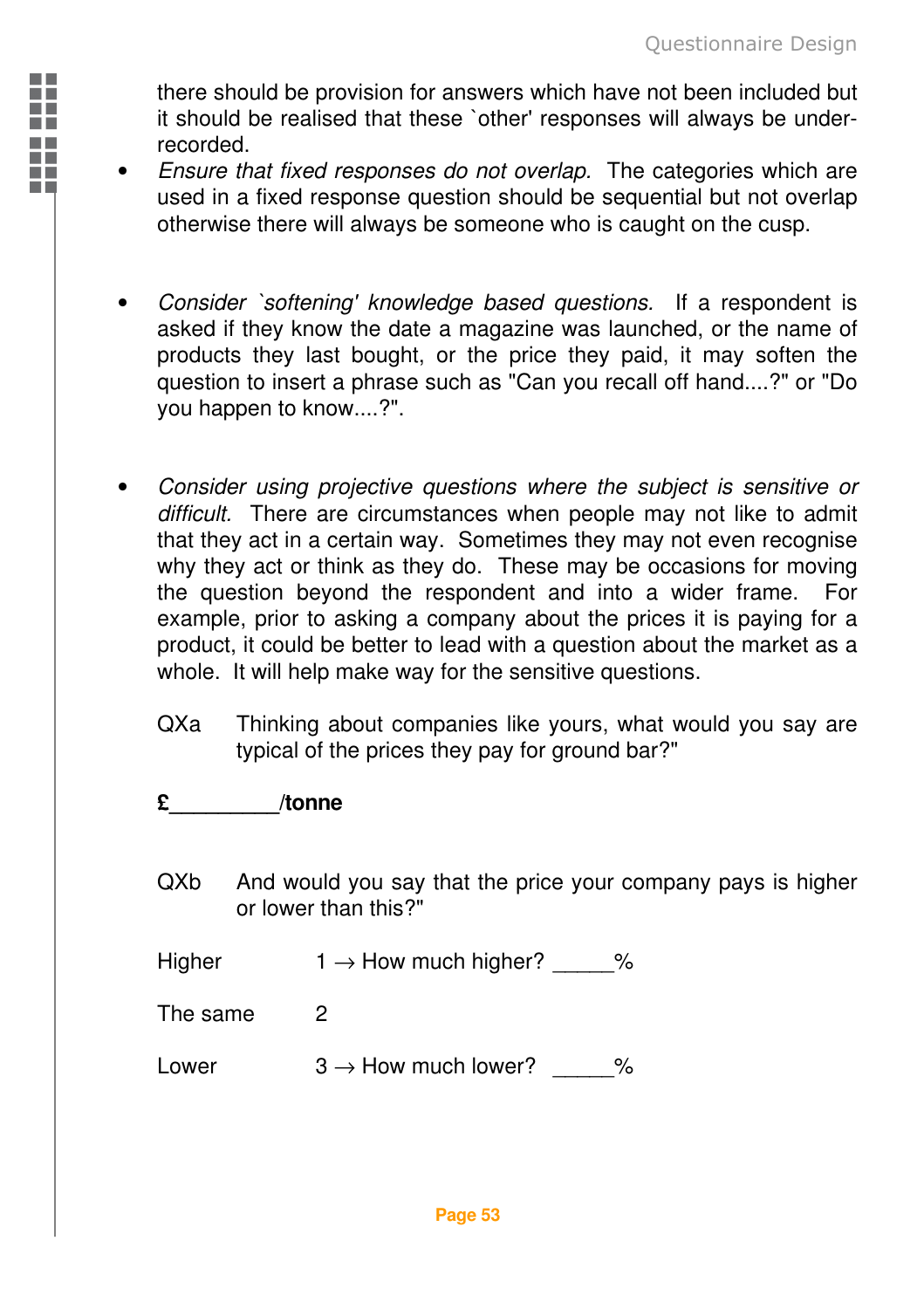there should be provision for answers which have not been included but it should be realised that these `other' responses will always be under-recorded.

- *Ensure that fixed responses do not overlap.* The categories which are used in a fixed response question should be sequential but not overlap otherwise there will always be someone who is caught on the cusp.

- *Consider `softening' knowledge based questions.* If a respondent is asked if they know the date a magazine was launched, or the name of products they last bought, or the price they paid, it may soften the question to insert a phrase such as "Can you recall off hand....?" or "Do you happen to know....?".

- *Consider using projective questions where the subject is sensitive or difficult.* There are circumstances when people may not like to admit that they act in a certain way. Sometimes they may not even recognise why they act or think as they do. These may be occasions for moving the question beyond the respondent and into a wider frame. For example, prior to asking a company about the prices it is paying for a product, it could be better to lead with a question about the market as a whole. It will help make way for the sensitive questions.

QXa Thinking about companies like yours, what would you say are typical of the prices they pay for ground bar?"

**£_________/tonne**

QXb And would you say that the price your company pays is higher or lower than this?"

Higher 1 → How much higher? _____%

The same 2

Lower 3 → How much lower? _____%